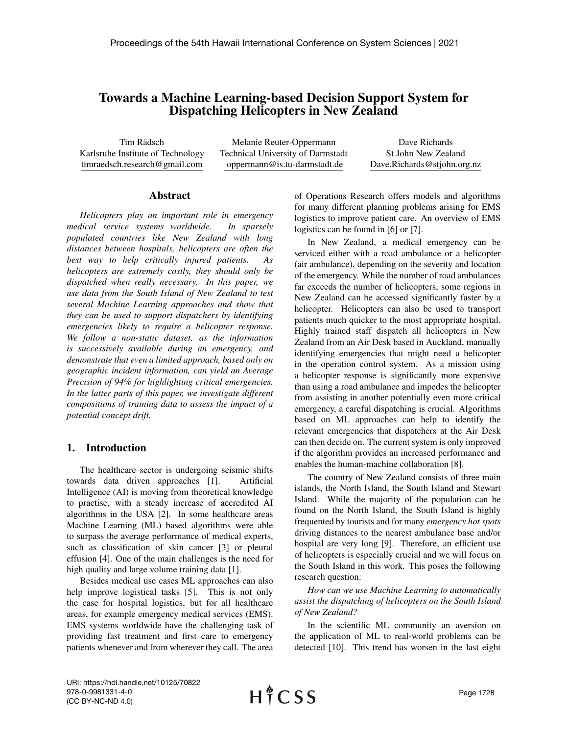# Towards a Machine Learning-based Decision Support System for Dispatching Helicopters in New Zealand

Tim Rädsch
Karlsruhe Institute of Technology
timraedsch.research@gmail.com

Melanie Reuter-Oppermann
Technical University of Darmstadt
oppermann@is.tu-darmstadt.de

Dave Richards
St John New Zealand
Dave.Richards@stjohn.org.nz

## Abstract

*Helicopters play an important role in emergency medical service systems worldwide. In sparsely populated countries like New Zealand with long distances between hospitals, helicopters are often the best way to help critically injured patients. As helicopters are extremely costly, they should only be dispatched when really necessary. In this paper, we use data from the South Island of New Zealand to test several Machine Learning approaches and show that they can be used to support dispatchers by identifying emergencies likely to require a helicopter response. We follow a non-static dataset, as the information is successively available during an emergency, and demonstrate that even a limited approach, based only on geographic incident information, can yield an Average Precision of 94% for highlighting critical emergencies. In the latter parts of this paper, we investigate different compositions of training data to assess the impact of a potential concept drift.*

## 1. Introduction

The healthcare sector is undergoing seismic shifts towards data driven approaches [1]. Artificial Intelligence (AI) is moving from theoretical knowledge to practise, with a steady increase of accredited AI algorithms in the USA [2]. In some healthcare areas Machine Learning (ML) based algorithms were able to surpass the average performance of medical experts, such as classification of skin cancer [3] or pleural effusion [4]. One of the main challenges is the need for high quality and large volume training data [1].

Besides medical use cases ML approaches can also help improve logistical tasks [5]. This is not only the case for hospital logistics, but for all healthcare areas, for example emergency medical services (EMS). EMS systems worldwide have the challenging task of providing fast treatment and first care to emergency patients whenever and from wherever they call. The area of Operations Research offers models and algorithms for many different planning problems arising for EMS logistics to improve patient care. An overview of EMS logistics can be found in [6] or [7].

In New Zealand, a medical emergency can be serviced either with a road ambulance or a helicopter (air ambulance), depending on the severity and location of the emergency. While the number of road ambulances far exceeds the number of helicopters, some regions in New Zealand can be accessed significantly faster by a helicopter. Helicopters can also be used to transport patients much quicker to the most appropriate hospital. Highly trained staff dispatch all helicopters in New Zealand from an Air Desk based in Auckland, manually identifying emergencies that might need a helicopter in the operation control system. As a mission using a helicopter response is significantly more expensive than using a road ambulance and impedes the helicopter from assisting in another potentially even more critical emergency, a careful dispatching is crucial. Algorithms based on ML approaches can help to identify the relevant emergencies that dispatchers at the Air Desk can then decide on. The current system is only improved if the algorithm provides an increased performance and enables the human-machine collaboration [8].

The country of New Zealand consists of three main islands, the North Island, the South Island and Stewart Island. While the majority of the population can be found on the North Island, the South Island is highly frequented by tourists and for many *emergency hot spots* driving distances to the nearest ambulance base and/or hospital are very long [9]. Therefore, an efficient use of helicopters is especially crucial and we will focus on the South Island in this work. This poses the following research question:

*How can we use Machine Learning to automatically assist the dispatching of helicopters on the South Island of New Zealand?*

In the scientific ML community an aversion on the application of ML to real-world problems can be detected [10]. This trend has worsen in the last eight

URI: https://hdl.handle.net/10125/70822
978-0-9981331-4-0
(CC BY-NC-ND 4.0)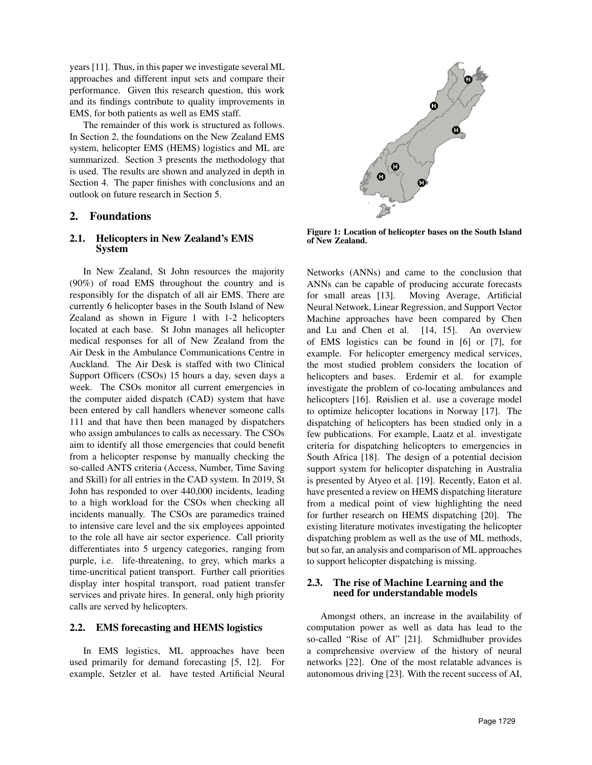years [11]. Thus, in this paper we investigate several ML approaches and different input sets and compare their performance. Given this research question, this work and its findings contribute to quality improvements in EMS, for both patients as well as EMS staff.

The remainder of this work is structured as follows. In Section 2, the foundations on the New Zealand EMS system, helicopter EMS (HEMS) logistics and ML are summarized. Section 3 presents the methodology that is used. The results are shown and analyzed in depth in Section 4. The paper finishes with conclusions and an outlook on future research in Section 5.

## 2. Foundations

### 2.1. Helicopters in New Zealand's EMS System

In New Zealand, St John resources the majority (90%) of road EMS throughout the country and is responsibly for the dispatch of all air EMS. There are currently 6 helicopter bases in the South Island of New Zealand as shown in Figure 1 with 1-2 helicopters located at each base. St John manages all helicopter medical responses for all of New Zealand from the Air Desk in the Ambulance Communications Centre in Auckland. The Air Desk is staffed with two Clinical Support Officers (CSOs) 15 hours a day, seven days a week. The CSOs monitor all current emergencies in the computer aided dispatch (CAD) system that have been entered by call handlers whenever someone calls 111 and that have then been managed by dispatchers who assign ambulances to calls as necessary. The CSOs aim to identify all those emergencies that could benefit from a helicopter response by manually checking the so-called ANTS criteria (Access, Number, Time Saving and Skill) for all entries in the CAD system. In 2019, St John has responded to over 440,000 incidents, leading to a high workload for the CSOs when checking all incidents manually. The CSOs are paramedics trained to intensive care level and the six employees appointed to the role all have air sector experience. Call priority differentiates into 5 urgency categories, ranging from purple, i.e. life-threatening, to grey, which marks a time-uncritical patient transport. Further call priorities display inter hospital transport, road patient transfer services and private hires. In general, only high priority calls are served by helicopters.

**Figure 1: Location of helicopter bases on the South Island of New Zealand.**

### 2.2. EMS forecasting and HEMS logistics

In EMS logistics, ML approaches have been used primarily for demand forecasting [5, 12]. For example, Setzler et al. have tested Artificial Neural Networks (ANNs) and came to the conclusion that ANNs can be capable of producing accurate forecasts for small areas [13]. Moving Average, Artificial Neural Network, Linear Regression, and Support Vector Machine approaches have been compared by Chen and Lu and Chen et al. [14, 15]. An overview of EMS logistics can be found in [6] or [7], for example. For helicopter emergency medical services, the most studied problem considers the location of helicopters and bases. Erdemir et al. for example investigate the problem of co-locating ambulances and helicopters [16]. Røislien et al. use a coverage model to optimize helicopter locations in Norway [17]. The dispatching of helicopters has been studied only in a few publications. For example, Laatz et al. investigate criteria for dispatching helicopters to emergencies in South Africa [18]. The design of a potential decision support system for helicopter dispatching in Australia is presented by Atyeo et al. [19]. Recently, Eaton et al. have presented a review on HEMS dispatching literature from a medical point of view highlighting the need for further research on HEMS dispatching [20]. The existing literature motivates investigating the helicopter dispatching problem as well as the use of ML methods, but so far, an analysis and comparison of ML approaches to support helicopter dispatching is missing.

### 2.3. The rise of Machine Learning and the need for understandable models

Amongst others, an increase in the availability of computation power as well as data has lead to the so-called "Rise of AI" [21]. Schmidhuber provides a comprehensive overview of the history of neural networks [22]. One of the most relatable advances is autonomous driving [23]. With the recent success of AI,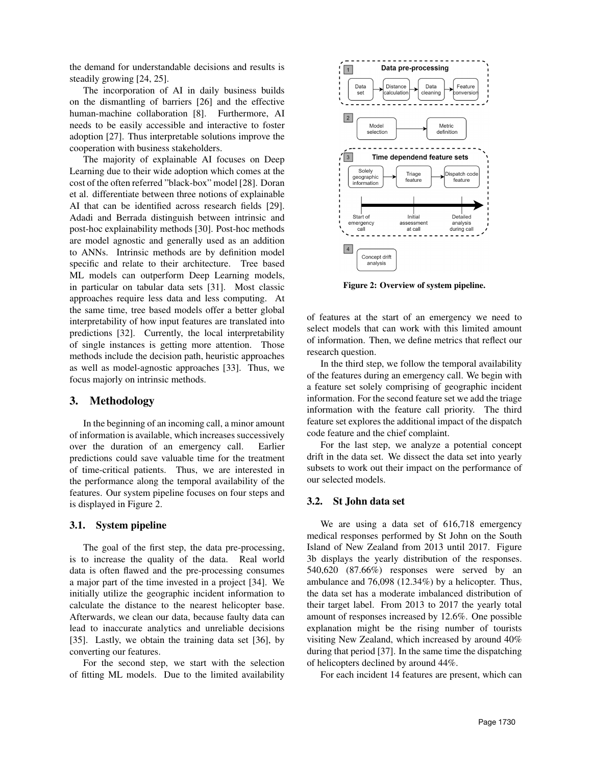the demand for understandable decisions and results is steadily growing [24, 25].

The incorporation of AI in daily business builds on the dismantling of barriers [26] and the effective human-machine collaboration [8]. Furthermore, AI needs to be easily accessible and interactive to foster adoption [27]. Thus interpretable solutions improve the cooperation with business stakeholders.

The majority of explainable AI focuses on Deep Learning due to their wide adoption which comes at the cost of the often referred "black-box" model [28]. Doran et al. differentiate between three notions of explainable AI that can be identified across research fields [29]. Adadi and Berrada distinguish between intrinsic and post-hoc explainability methods [30]. Post-hoc methods are model agnostic and generally used as an addition to ANNs. Intrinsic methods are by definition model specific and relate to their architecture. Tree based ML models can outperform Deep Learning models, in particular on tabular data sets [31]. Most classic approaches require less data and less computing. At the same time, tree based models offer a better global interpretability of how input features are translated into predictions [32]. Currently, the local interpretability of single instances is getting more attention. Those methods include the decision path, heuristic approaches as well as model-agnostic approaches [33]. Thus, we focus majorly on intrinsic methods.

## 3. Methodology

In the beginning of an incoming call, a minor amount of information is available, which increases successively over the duration of an emergency call. Earlier predictions could save valuable time for the treatment of time-critical patients. Thus, we are interested in the performance along the temporal availability of the features. Our system pipeline focuses on four steps and is displayed in Figure 2.

### 3.1. System pipeline

The goal of the first step, the data pre-processing, is to increase the quality of the data. Real world data is often flawed and the pre-processing consumes a major part of the time invested in a project [34]. We initially utilize the geographic incident information to calculate the distance to the nearest helicopter base. Afterwards, we clean our data, because faulty data can lead to inaccurate analytics and unreliable decisions [35]. Lastly, we obtain the training data set [36], by converting our features.

For the second step, we start with the selection of fitting ML models. Due to the limited availability of features at the start of an emergency we need to select models that can work with this limited amount of information. Then, we define metrics that reflect our research question.

In the third step, we follow the temporal availability of the features during an emergency call. We begin with a feature set solely comprising of geographic incident information. For the second feature set we add the triage information with the feature call priority. The third feature set explores the additional impact of the dispatch code feature and the chief complaint.

For the last step, we analyze a potential concept drift in the data set. We dissect the data set into yearly subsets to work out their impact on the performance of our selected models.

1 Data pre-processing: Data set → Distance calculation → Data cleaning → Feature conversion

2 Model selection → Metric definition

3 Time dependend feature sets: Solely geographic information → Triage feature → Dispatch code feature

Start of emergency call — Initial assessment at call — Detailed analysis during call

4 Concept drift analysis

**Figure 2: Overview of system pipeline.**

### 3.2. St John data set

We are using a data set of 616,718 emergency medical responses performed by St John on the South Island of New Zealand from 2013 until 2017. Figure 3b displays the yearly distribution of the responses. 540,620 (87.66%) responses were served by an ambulance and 76,098 (12.34%) by a helicopter. Thus, the data set has a moderate imbalanced distribution of their target label. From 2013 to 2017 the yearly total amount of responses increased by 12.6%. One possible explanation might be the rising number of tourists visiting New Zealand, which increased by around 40% during that period [37]. In the same time the dispatching of helicopters declined by around 44%.

For each incident 14 features are present, which can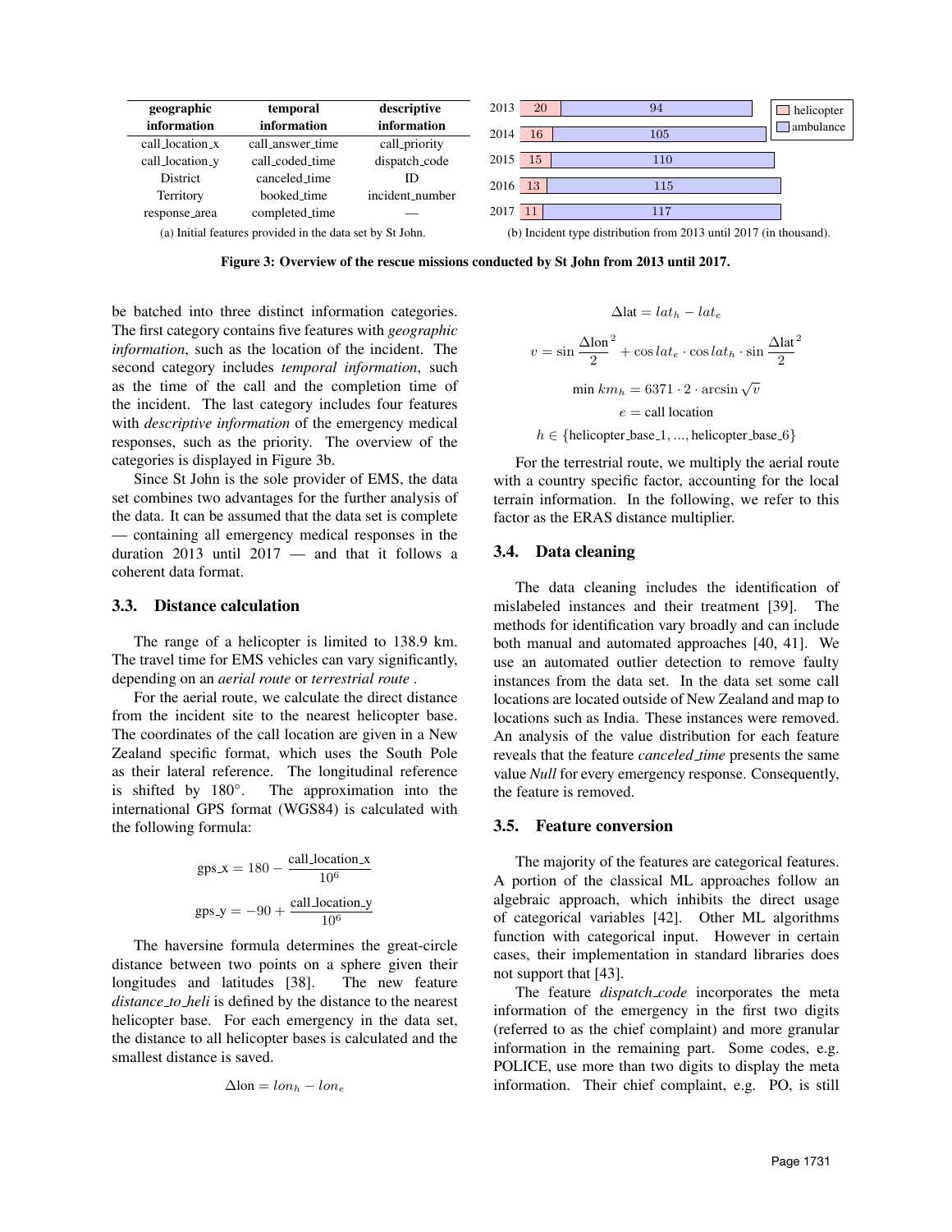| geographic information | temporal information | descriptive information |
|---|---|---|
| call_location_x | call_answer_time | call_priority |
| call_location_y | call_coded_time | dispatch_code |
| District | canceled_time | ID |
| Territory | booked_time | incident_number |
| response_area | completed_time | — |

(a) Initial features provided in the data set by St John.

| Year | helicopter | ambulance |
|---|---|---|
| 2013 | 20 | 94 |
| 2014 | 16 | 105 |
| 2015 | 15 | 110 |
| 2016 | 13 | 115 |
| 2017 | 11 | 117 |

(b) Incident type distribution from 2013 until 2017 (in thousand).

**Figure 3: Overview of the rescue missions conducted by St John from 2013 until 2017.**

be batched into three distinct information categories. The first category contains five features with *geographic information*, such as the location of the incident. The second category includes *temporal information*, such as the time of the call and the completion time of the incident. The last category includes four features with *descriptive information* of the emergency medical responses, such as the priority. The overview of the categories is displayed in Figure 3b.

Since St John is the sole provider of EMS, the data set combines two advantages for the further analysis of the data. It can be assumed that the data set is complete — containing all emergency medical responses in the duration 2013 until 2017 — and that it follows a coherent data format.

### 3.3. Distance calculation

The range of a helicopter is limited to 138.9 km. The travel time for EMS vehicles can vary significantly, depending on an *aerial route* or *terrestrial route* .

For the aerial route, we calculate the direct distance from the incident site to the nearest helicopter base. The coordinates of the call location are given in a New Zealand specific format, which uses the South Pole as their lateral reference. The longitudinal reference is shifted by 180°. The approximation into the international GPS format (WGS84) is calculated with the following formula:

$$\text{gps\_x} = 180 - \frac{\text{call\_location\_x}}{10^6}$$

$$\text{gps\_y} = -90 + \frac{\text{call\_location\_y}}{10^6}$$

The haversine formula determines the great-circle distance between two points on a sphere given their longitudes and latitudes [38]. The new feature *distance_to_heli* is defined by the distance to the nearest helicopter base. For each emergency in the data set, the distance to all helicopter bases is calculated and the smallest distance is saved.

$$\Delta\text{lon} = lon_h - lon_e$$

$$\Delta\text{lat} = lat_h - lat_e$$

$$v = \sin\frac{\Delta\text{lon}}{2}^2 + \cos lat_e \cdot \cos lat_h \cdot \sin\frac{\Delta\text{lat}}{2}^2$$

$$\min km_h = 6371 \cdot 2 \cdot \arcsin\sqrt{v}$$

$$e = \text{call location}$$

$$h \in \{\text{helicopter\_base\_1}, ..., \text{helicopter\_base\_6}\}$$

For the terrestrial route, we multiply the aerial route with a country specific factor, accounting for the local terrain information. In the following, we refer to this factor as the ERAS distance multiplier.

### 3.4. Data cleaning

The data cleaning includes the identification of mislabeled instances and their treatment [39]. The methods for identification vary broadly and can include both manual and automated approaches [40, 41]. We use an automated outlier detection to remove faulty instances from the data set. In the data set some call locations are located outside of New Zealand and map to locations such as India. These instances were removed. An analysis of the value distribution for each feature reveals that the feature *canceled_time* presents the same value *Null* for every emergency response. Consequently, the feature is removed.

### 3.5. Feature conversion

The majority of the features are categorical features. A portion of the classical ML approaches follow an algebraic approach, which inhibits the direct usage of categorical variables [42]. Other ML algorithms function with categorical input. However in certain cases, their implementation in standard libraries does not support that [43].

The feature *dispatch_code* incorporates the meta information of the emergency in the first two digits (referred to as the chief complaint) and more granular information in the remaining part. Some codes, e.g. POLICE, use more than two digits to display the meta information. Their chief complaint, e.g. PO, is still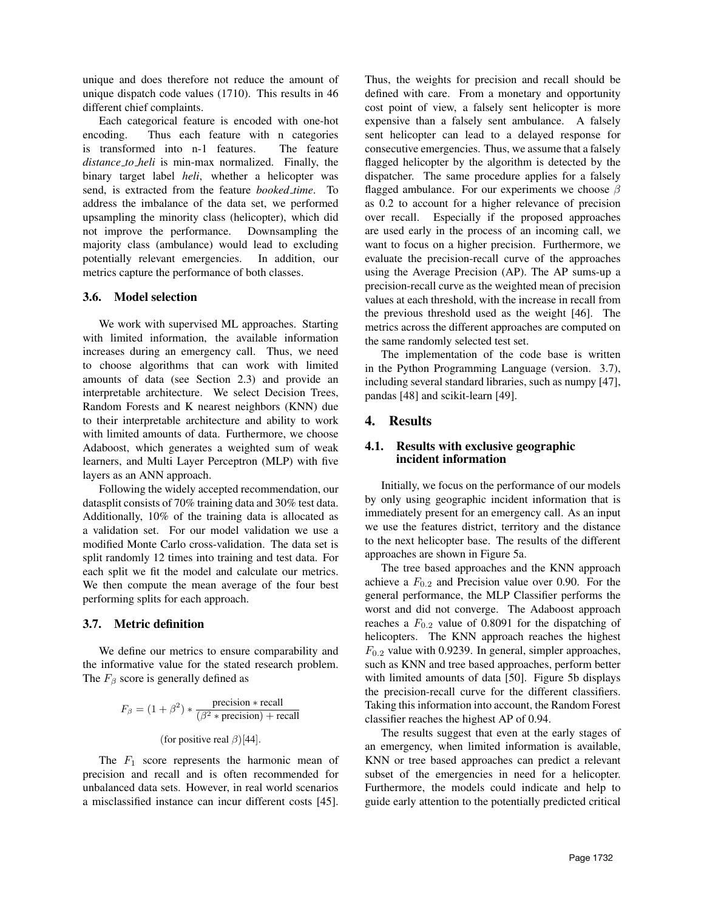unique and does therefore not reduce the amount of unique dispatch code values (1710). This results in 46 different chief complaints.

Each categorical feature is encoded with one-hot encoding. Thus each feature with n categories is transformed into n-1 features. The feature *distance_to_heli* is min-max normalized. Finally, the binary target label *heli*, whether a helicopter was send, is extracted from the feature *booked_time*. To address the imbalance of the data set, we performed upsampling the minority class (helicopter), which did not improve the performance. Downsampling the majority class (ambulance) would lead to excluding potentially relevant emergencies. In addition, our metrics capture the performance of both classes.

### 3.6. Model selection

We work with supervised ML approaches. Starting with limited information, the available information increases during an emergency call. Thus, we need to choose algorithms that can work with limited amounts of data (see Section 2.3) and provide an interpretable architecture. We select Decision Trees, Random Forests and K nearest neighbors (KNN) due to their interpretable architecture and ability to work with limited amounts of data. Furthermore, we choose Adaboost, which generates a weighted sum of weak learners, and Multi Layer Perceptron (MLP) with five layers as an ANN approach.

Following the widely accepted recommendation, our datasplit consists of 70% training data and 30% test data. Additionally, 10% of the training data is allocated as a validation set. For our model validation we use a modified Monte Carlo cross-validation. The data set is split randomly 12 times into training and test data. For each split we fit the model and calculate our metrics. We then compute the mean average of the four best performing splits for each approach.

### 3.7. Metric definition

We define our metrics to ensure comparability and the informative value for the stated research problem. The $F_\beta$ score is generally defined as

$$F_\beta = (1 + \beta^2) * \frac{\text{precision} * \text{recall}}{(\beta^2 * \text{precision}) + \text{recall}}$$

(for positive real $\beta$)[44].

The $F_1$ score represents the harmonic mean of precision and recall and is often recommended for unbalanced data sets. However, in real world scenarios a misclassified instance can incur different costs [45]. Thus, the weights for precision and recall should be defined with care. From a monetary and opportunity cost point of view, a falsely sent helicopter is more expensive than a falsely sent ambulance. A falsely sent helicopter can lead to a delayed response for consecutive emergencies. Thus, we assume that a falsely flagged helicopter by the algorithm is detected by the dispatcher. The same procedure applies for a falsely flagged ambulance. For our experiments we choose $\beta$ as 0.2 to account for a higher relevance of precision over recall. Especially if the proposed approaches are used early in the process of an incoming call, we want to focus on a higher precision. Furthermore, we evaluate the precision-recall curve of the approaches using the Average Precision (AP). The AP sums-up a precision-recall curve as the weighted mean of precision values at each threshold, with the increase in recall from the previous threshold used as the weight [46]. The metrics across the different approaches are computed on the same randomly selected test set.

The implementation of the code base is written in the Python Programming Language (version. 3.7), including several standard libraries, such as numpy [47], pandas [48] and scikit-learn [49].

## 4. Results

### 4.1. Results with exclusive geographic incident information

Initially, we focus on the performance of our models by only using geographic incident information that is immediately present for an emergency call. As an input we use the features district, territory and the distance to the next helicopter base. The results of the different approaches are shown in Figure 5a.

The tree based approaches and the KNN approach achieve a $F_{0.2}$ and Precision value over 0.90. For the general performance, the MLP Classifier performs the worst and did not converge. The Adaboost approach reaches a $F_{0.2}$ value of 0.8091 for the dispatching of helicopters. The KNN approach reaches the highest $F_{0.2}$ value with 0.9239. In general, simpler approaches, such as KNN and tree based approaches, perform better with limited amounts of data [50]. Figure 5b displays the precision-recall curve for the different classifiers. Taking this information into account, the Random Forest classifier reaches the highest AP of 0.94.

The results suggest that even at the early stages of an emergency, when limited information is available, KNN or tree based approaches can predict a relevant subset of the emergencies in need for a helicopter. Furthermore, the models could indicate and help to guide early attention to the potentially predicted critical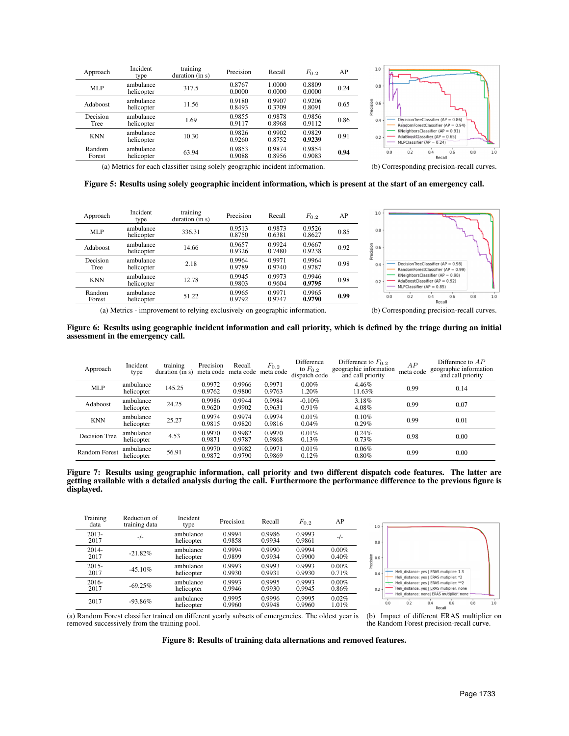| Approach | Incident type | training duration (in s) | Precision | Recall | $F_{0.2}$ | AP |
|---|---|---|---|---|---|---|
| MLP | ambulance<br>helicopter | 317.5 | 0.8767<br>0.0000 | 1.0000<br>0.0000 | 0.8809<br>0.0000 | 0.24 |
| Adaboost | ambulance<br>helicopter | 11.56 | 0.9180<br>0.8493 | 0.9907<br>0.3709 | 0.9206<br>0.8091 | 0.65 |
| Decision Tree | ambulance<br>helicopter | 1.69 | 0.9855<br>0.9117 | 0.9878<br>0.8968 | 0.9856<br>0.9112 | 0.86 |
| KNN | ambulance<br>helicopter | 10.30 | 0.9826<br>0.9260 | 0.9902<br>0.8752 | 0.9829<br>**0.9239** | 0.91 |
| Random Forest | ambulance<br>helicopter | 63.94 | 0.9853<br>0.9088 | 0.9874<br>0.8956 | 0.9854<br>0.9083 | **0.94** |

(a) Metrics for each classifier using solely geographic incident information.

(b) Corresponding precision-recall curves.

**Figure 5: Results using solely geographic incident information, which is present at the start of an emergency call.**

| Approach | Incident type | training duration (in s) | Precision | Recall | $F_{0.2}$ | AP |
|---|---|---|---|---|---|---|
| MLP | ambulance<br>helicopter | 336.31 | 0.9513<br>0.8750 | 0.9873<br>0.6381 | 0.9526<br>0.8627 | 0.85 |
| Adaboost | ambulance<br>helicopter | 14.66 | 0.9657<br>0.9326 | 0.9924<br>0.7480 | 0.9667<br>0.9238 | 0.92 |
| Decision Tree | ambulance<br>helicopter | 2.18 | 0.9964<br>0.9789 | 0.9971<br>0.9740 | 0.9964<br>0.9787 | 0.98 |
| KNN | ambulance<br>helicopter | 12.78 | 0.9945<br>0.9803 | 0.9973<br>0.9604 | 0.9946<br>**0.9795** | 0.98 |
| Random Forest | ambulance<br>helicopter | 51.22 | 0.9965<br>0.9792 | 0.9971<br>0.9747 | 0.9965<br>**0.9790** | **0.99** |

(a) Metrics - improvement to relying exclusively on geographic information.

(b) Corresponding precision-recall curves.

**Figure 6: Results using geographic incident information and call priority, which is defined by the triage during an initial assessment in the emergency call.**

| Approach | Incident type | training duration (in s) | Precision meta code | Recall meta code | $F_{0.2}$ meta code | Difference to $F_{0.2}$ dispatch code | Difference to $F_{0.2}$ geographic information and call priority | $AP$ meta code | Difference to $AP$ geographic information and call priority |
|---|---|---|---|---|---|---|---|---|---|
| MLP | ambulance<br>helicopter | 145.25 | 0.9972<br>0.9762 | 0.9966<br>0.9800 | 0.9971<br>0.9763 | 0.00%<br>1.20% | 4.46%<br>11.63% | 0.99 | 0.14 |
| Adaboost | ambulance<br>helicopter | 24.25 | 0.9986<br>0.9620 | 0.9944<br>0.9902 | 0.9984<br>0.9631 | -0.10%<br>0.91% | 3.18%<br>4.08% | 0.99 | 0.07 |
| KNN | ambulance<br>helicopter | 25.27 | 0.9974<br>0.9815 | 0.9974<br>0.9820 | 0.9974<br>0.9816 | 0.01%<br>0.04% | 0.10%<br>0.29% | 0.99 | 0.01 |
| Decision Tree | ambulance<br>helicopter | 4.53 | 0.9970<br>0.9871 | 0.9982<br>0.9787 | 0.9970<br>0.9868 | 0.01%<br>0.13% | 0.24%<br>0.73% | 0.98 | 0.00 |
| Random Forest | ambulance<br>helicopter | 56.91 | 0.9970<br>0.9872 | 0.9982<br>0.9790 | 0.9971<br>0.9869 | 0.01%<br>0.12% | 0.06%<br>0.80% | 0.99 | 0.00 |

**Figure 7: Results using geographic information, call priority and two different dispatch code features. The latter are getting available with a detailed analysis during the call. Furthermore the performance difference to the previous figure is displayed.**

| Training data | Reduction of training data | Incident type | Precision | Recall | $F_{0.2}$ | AP |
|---|---|---|---|---|---|---|
| 2013-2017 | -/- | ambulance<br>helicopter | 0.9994<br>0.9858 | 0.9986<br>0.9934 | 0.9993<br>0.9861 | -/- |
| 2014-2017 | -21.82% | ambulance<br>helicopter | 0.9994<br>0.9899 | 0.9990<br>0.9934 | 0.9994<br>0.9900 | 0.00%<br>0.40% |
| 2015-2017 | -45.10% | ambulance<br>helicopter | 0.9993<br>0.9930 | 0.9993<br>0.9931 | 0.9993<br>0.9930 | 0.00%<br>0.71% |
| 2016-2017 | -69.25% | ambulance<br>helicopter | 0.9993<br>0.9946 | 0.9995<br>0.9930 | 0.9993<br>0.9945 | 0.00%<br>0.86% |
| 2017 | -93.86% | ambulance<br>helicopter | 0.9995<br>0.9960 | 0.9996<br>0.9948 | 0.9995<br>0.9960 | 0.02%<br>1.01% |

(a) Random Forest classifier trained on different yearly subsets of emergencies. The oldest year is removed successively from the training pool.

(b) Impact of different ERAS multiplier on the Random Forest precision-recall curve.

**Figure 8: Results of training data alternations and removed features.**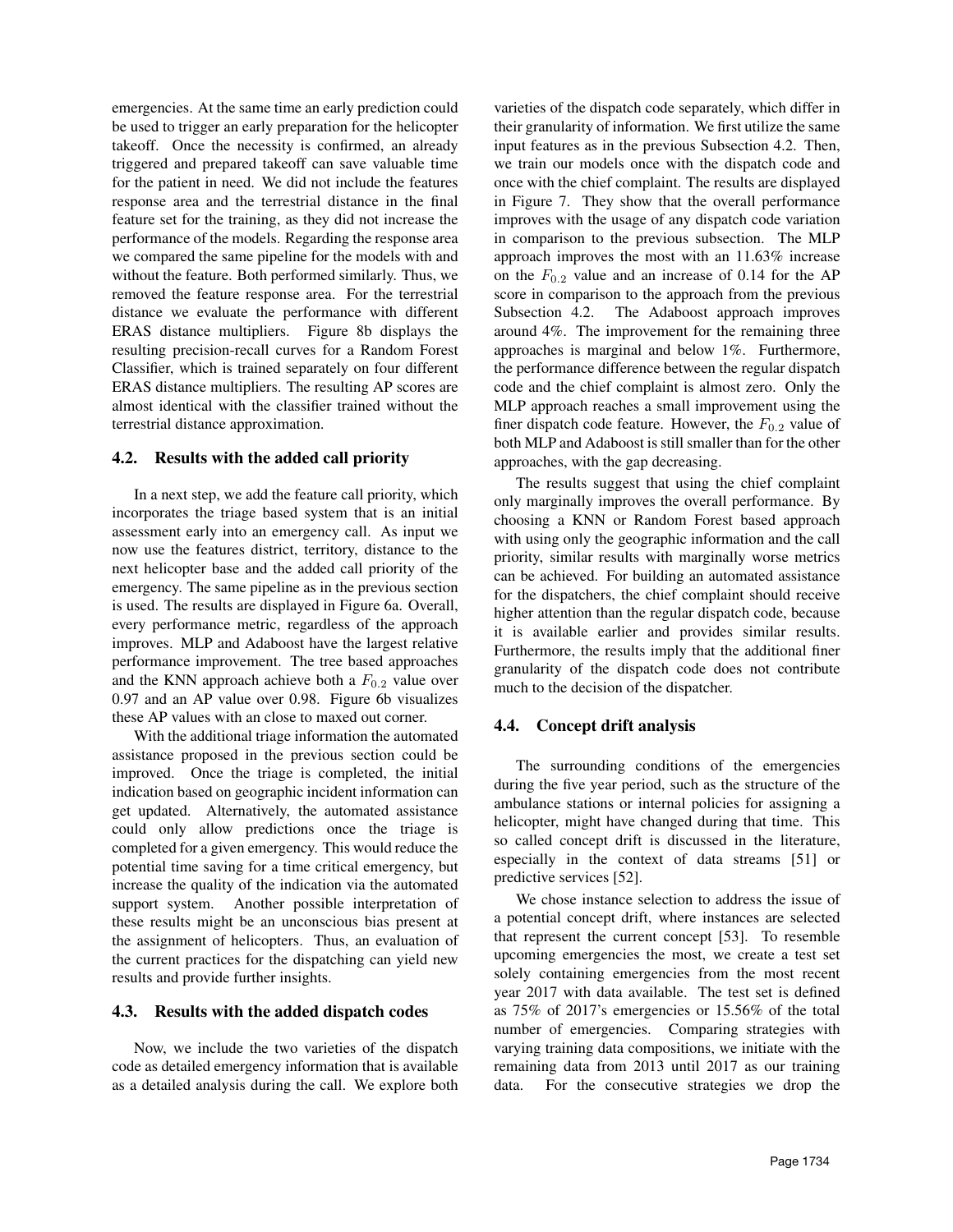emergencies. At the same time an early prediction could be used to trigger an early preparation for the helicopter takeoff. Once the necessity is confirmed, an already triggered and prepared takeoff can save valuable time for the patient in need. We did not include the features response area and the terrestrial distance in the final feature set for the training, as they did not increase the performance of the models. Regarding the response area we compared the same pipeline for the models with and without the feature. Both performed similarly. Thus, we removed the feature response area. For the terrestrial distance we evaluate the performance with different ERAS distance multipliers. Figure 8b displays the resulting precision-recall curves for a Random Forest Classifier, which is trained separately on four different ERAS distance multipliers. The resulting AP scores are almost identical with the classifier trained without the terrestrial distance approximation.

### 4.2. Results with the added call priority

In a next step, we add the feature call priority, which incorporates the triage based system that is an initial assessment early into an emergency call. As input we now use the features district, territory, distance to the next helicopter base and the added call priority of the emergency. The same pipeline as in the previous section is used. The results are displayed in Figure 6a. Overall, every performance metric, regardless of the approach improves. MLP and Adaboost have the largest relative performance improvement. The tree based approaches and the KNN approach achieve both a $F_{0.2}$ value over 0.97 and an AP value over 0.98. Figure 6b visualizes these AP values with an close to maxed out corner.

With the additional triage information the automated assistance proposed in the previous section could be improved. Once the triage is completed, the initial indication based on geographic incident information can get updated. Alternatively, the automated assistance could only allow predictions once the triage is completed for a given emergency. This would reduce the potential time saving for a time critical emergency, but increase the quality of the indication via the automated support system. Another possible interpretation of these results might be an unconscious bias present at the assignment of helicopters. Thus, an evaluation of the current practices for the dispatching can yield new results and provide further insights.

### 4.3. Results with the added dispatch codes

Now, we include the two varieties of the dispatch code as detailed emergency information that is available as a detailed analysis during the call. We explore both varieties of the dispatch code separately, which differ in their granularity of information. We first utilize the same input features as in the previous Subsection 4.2. Then, we train our models once with the dispatch code and once with the chief complaint. The results are displayed in Figure 7. They show that the overall performance improves with the usage of any dispatch code variation in comparison to the previous subsection. The MLP approach improves the most with an 11.63% increase on the $F_{0.2}$ value and an increase of 0.14 for the AP score in comparison to the approach from the previous Subsection 4.2. The Adaboost approach improves around 4%. The improvement for the remaining three approaches is marginal and below 1%. Furthermore, the performance difference between the regular dispatch code and the chief complaint is almost zero. Only the MLP approach reaches a small improvement using the finer dispatch code feature. However, the $F_{0.2}$ value of both MLP and Adaboost is still smaller than for the other approaches, with the gap decreasing.

The results suggest that using the chief complaint only marginally improves the overall performance. By choosing a KNN or Random Forest based approach with using only the geographic information and the call priority, similar results with marginally worse metrics can be achieved. For building an automated assistance for the dispatchers, the chief complaint should receive higher attention than the regular dispatch code, because it is available earlier and provides similar results. Furthermore, the results imply that the additional finer granularity of the dispatch code does not contribute much to the decision of the dispatcher.

### 4.4. Concept drift analysis

The surrounding conditions of the emergencies during the five year period, such as the structure of the ambulance stations or internal policies for assigning a helicopter, might have changed during that time. This so called concept drift is discussed in the literature, especially in the context of data streams [51] or predictive services [52].

We chose instance selection to address the issue of a potential concept drift, where instances are selected that represent the current concept [53]. To resemble upcoming emergencies the most, we create a test set solely containing emergencies from the most recent year 2017 with data available. The test set is defined as 75% of 2017's emergencies or 15.56% of the total number of emergencies. Comparing strategies with varying training data compositions, we initiate with the remaining data from 2013 until 2017 as our training data. For the consecutive strategies we drop the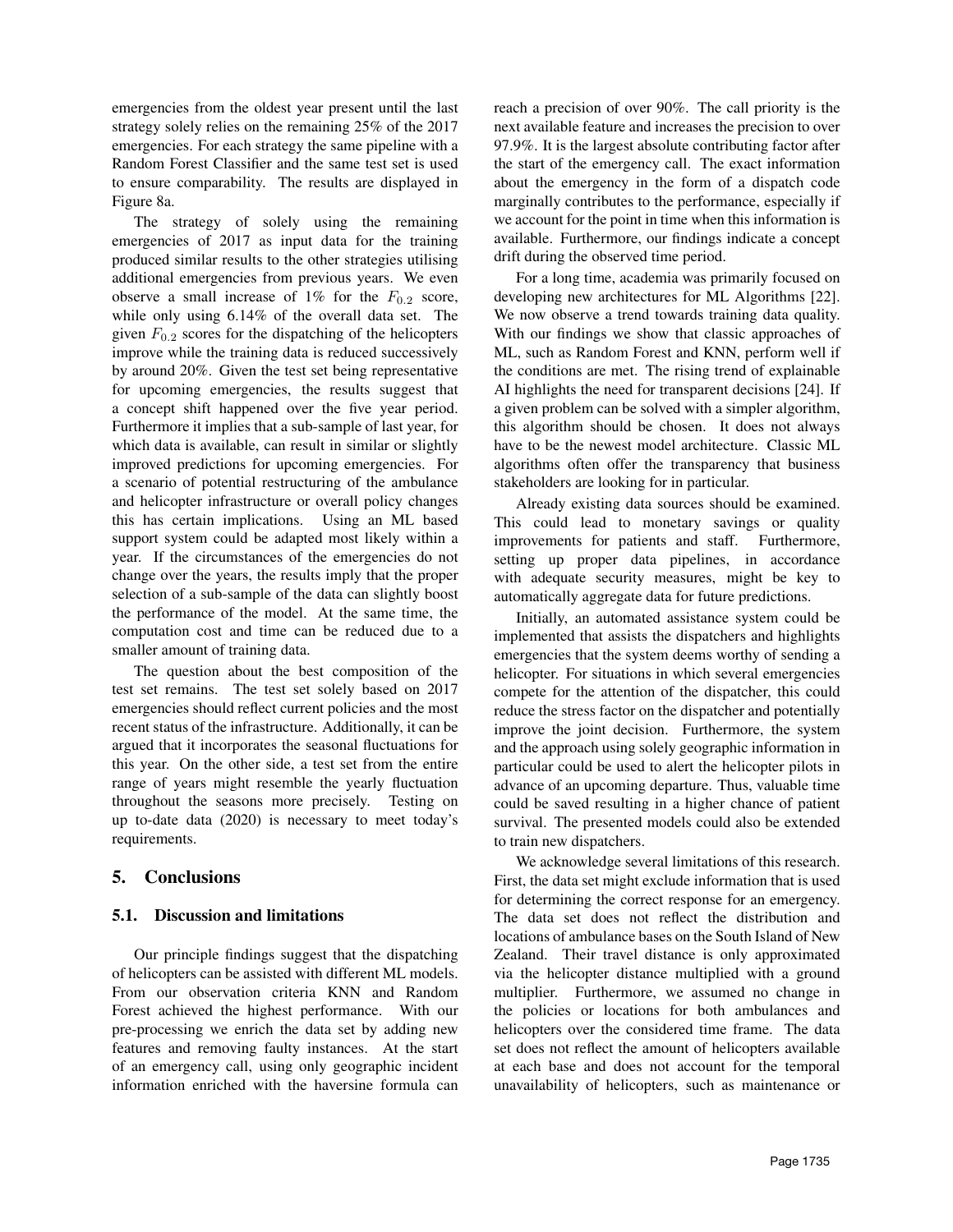emergencies from the oldest year present until the last strategy solely relies on the remaining 25% of the 2017 emergencies. For each strategy the same pipeline with a Random Forest Classifier and the same test set is used to ensure comparability. The results are displayed in Figure 8a.

The strategy of solely using the remaining emergencies of 2017 as input data for the training produced similar results to the other strategies utilising additional emergencies from previous years. We even observe a small increase of 1% for the $F_{0.2}$ score, while only using 6.14% of the overall data set. The given $F_{0.2}$ scores for the dispatching of the helicopters improve while the training data is reduced successively by around 20%. Given the test set being representative for upcoming emergencies, the results suggest that a concept shift happened over the five year period. Furthermore it implies that a sub-sample of last year, for which data is available, can result in similar or slightly improved predictions for upcoming emergencies. For a scenario of potential restructuring of the ambulance and helicopter infrastructure or overall policy changes this has certain implications. Using an ML based support system could be adapted most likely within a year. If the circumstances of the emergencies do not change over the years, the results imply that the proper selection of a sub-sample of the data can slightly boost the performance of the model. At the same time, the computation cost and time can be reduced due to a smaller amount of training data.

The question about the best composition of the test set remains. The test set solely based on 2017 emergencies should reflect current policies and the most recent status of the infrastructure. Additionally, it can be argued that it incorporates the seasonal fluctuations for this year. On the other side, a test set from the entire range of years might resemble the yearly fluctuation throughout the seasons more precisely. Testing on up to-date data (2020) is necessary to meet today's requirements.

## 5. Conclusions

### 5.1. Discussion and limitations

Our principle findings suggest that the dispatching of helicopters can be assisted with different ML models. From our observation criteria KNN and Random Forest achieved the highest performance. With our pre-processing we enrich the data set by adding new features and removing faulty instances. At the start of an emergency call, using only geographic incident information enriched with the haversine formula can reach a precision of over 90%. The call priority is the next available feature and increases the precision to over 97.9%. It is the largest absolute contributing factor after the start of the emergency call. The exact information about the emergency in the form of a dispatch code marginally contributes to the performance, especially if we account for the point in time when this information is available. Furthermore, our findings indicate a concept drift during the observed time period.

For a long time, academia was primarily focused on developing new architectures for ML Algorithms [22]. We now observe a trend towards training data quality. With our findings we show that classic approaches of ML, such as Random Forest and KNN, perform well if the conditions are met. The rising trend of explainable AI highlights the need for transparent decisions [24]. If a given problem can be solved with a simpler algorithm, this algorithm should be chosen. It does not always have to be the newest model architecture. Classic ML algorithms often offer the transparency that business stakeholders are looking for in particular.

Already existing data sources should be examined. This could lead to monetary savings or quality improvements for patients and staff. Furthermore, setting up proper data pipelines, in accordance with adequate security measures, might be key to automatically aggregate data for future predictions.

Initially, an automated assistance system could be implemented that assists the dispatchers and highlights emergencies that the system deems worthy of sending a helicopter. For situations in which several emergencies compete for the attention of the dispatcher, this could reduce the stress factor on the dispatcher and potentially improve the joint decision. Furthermore, the system and the approach using solely geographic information in particular could be used to alert the helicopter pilots in advance of an upcoming departure. Thus, valuable time could be saved resulting in a higher chance of patient survival. The presented models could also be extended to train new dispatchers.

We acknowledge several limitations of this research. First, the data set might exclude information that is used for determining the correct response for an emergency. The data set does not reflect the distribution and locations of ambulance bases on the South Island of New Zealand. Their travel distance is only approximated via the helicopter distance multiplied with a ground multiplier. Furthermore, we assumed no change in the policies or locations for both ambulances and helicopters over the considered time frame. The data set does not reflect the amount of helicopters available at each base and does not account for the temporal unavailability of helicopters, such as maintenance or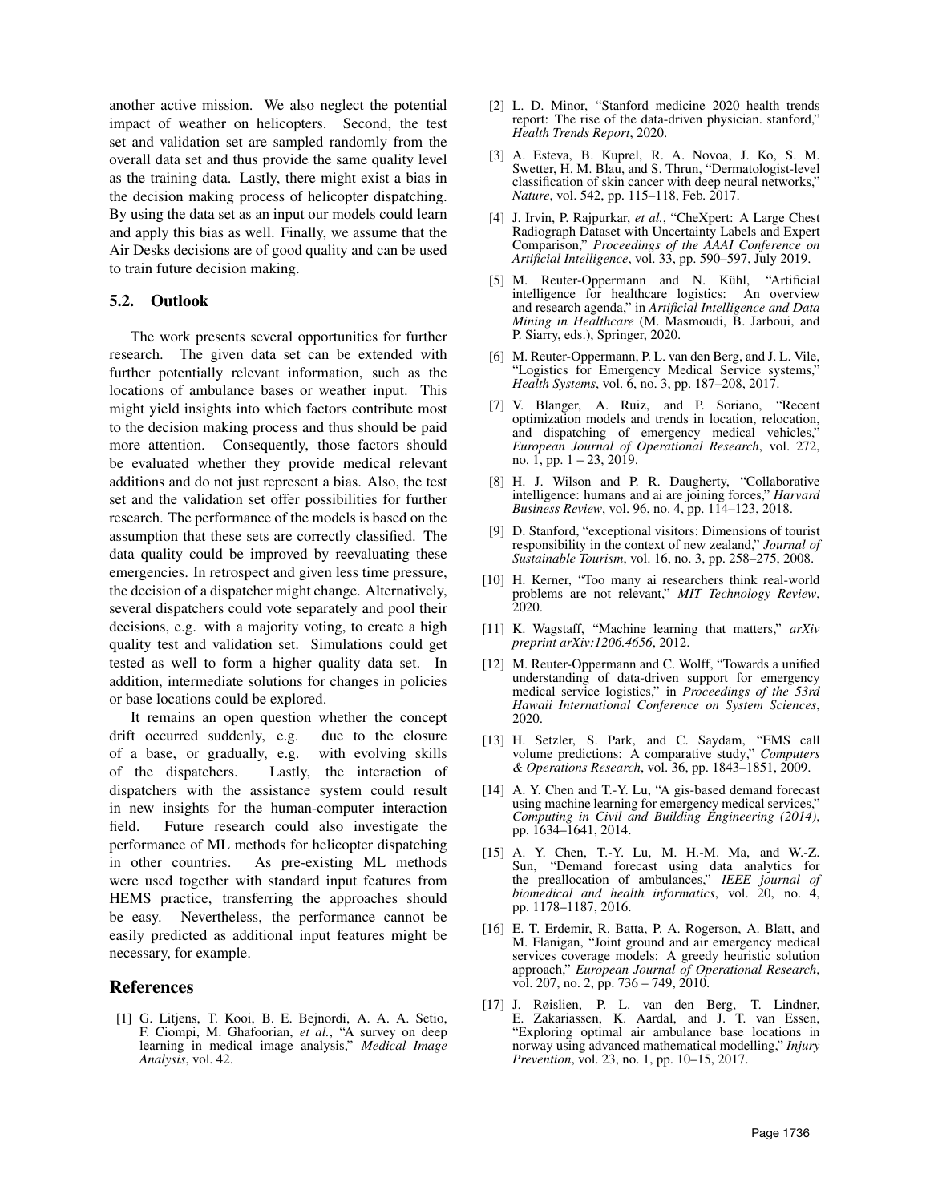another active mission. We also neglect the potential impact of weather on helicopters. Second, the test set and validation set are sampled randomly from the overall data set and thus provide the same quality level as the training data. Lastly, there might exist a bias in the decision making process of helicopter dispatching. By using the data set as an input our models could learn and apply this bias as well. Finally, we assume that the Air Desks decisions are of good quality and can be used to train future decision making.

### 5.2. Outlook

The work presents several opportunities for further research. The given data set can be extended with further potentially relevant information, such as the locations of ambulance bases or weather input. This might yield insights into which factors contribute most to the decision making process and thus should be paid more attention. Consequently, those factors should be evaluated whether they provide medical relevant additions and do not just represent a bias. Also, the test set and the validation set offer possibilities for further research. The performance of the models is based on the assumption that these sets are correctly classified. The data quality could be improved by reevaluating these emergencies. In retrospect and given less time pressure, the decision of a dispatcher might change. Alternatively, several dispatchers could vote separately and pool their decisions, e.g. with a majority voting, to create a high quality test and validation set. Simulations could get tested as well to form a higher quality data set. In addition, intermediate solutions for changes in policies or base locations could be explored.

It remains an open question whether the concept drift occurred suddenly, e.g. due to the closure of a base, or gradually, e.g. with evolving skills of the dispatchers. Lastly, the interaction of dispatchers with the assistance system could result in new insights for the human-computer interaction field. Future research could also investigate the performance of ML methods for helicopter dispatching in other countries. As pre-existing ML methods were used together with standard input features from HEMS practice, transferring the approaches should be easy. Nevertheless, the performance cannot be easily predicted as additional input features might be necessary, for example.

## References

[1] G. Litjens, T. Kooi, B. E. Bejnordi, A. A. A. Setio, F. Ciompi, M. Ghafoorian, *et al.*, "A survey on deep learning in medical image analysis," *Medical Image Analysis*, vol. 42.

[2] L. D. Minor, "Stanford medicine 2020 health trends report: The rise of the data-driven physician. stanford," *Health Trends Report*, 2020.

[3] A. Esteva, B. Kuprel, R. A. Novoa, J. Ko, S. M. Swetter, H. M. Blau, and S. Thrun, "Dermatologist-level classification of skin cancer with deep neural networks," *Nature*, vol. 542, pp. 115–118, Feb. 2017.

[4] J. Irvin, P. Rajpurkar, *et al.*, "CheXpert: A Large Chest Radiograph Dataset with Uncertainty Labels and Expert Comparison," *Proceedings of the AAAI Conference on Artificial Intelligence*, vol. 33, pp. 590–597, July 2019.

[5] M. Reuter-Oppermann and N. Kühl, "Artificial intelligence for healthcare logistics: An overview and research agenda," in *Artificial Intelligence and Data Mining in Healthcare* (M. Masmoudi, B. Jarboui, and P. Siarry, eds.), Springer, 2020.

[6] M. Reuter-Oppermann, P. L. van den Berg, and J. L. Vile, "Logistics for Emergency Medical Service systems," *Health Systems*, vol. 6, no. 3, pp. 187–208, 2017.

[7] V. Blanger, A. Ruiz, and P. Soriano, "Recent optimization models and trends in location, relocation, and dispatching of emergency medical vehicles," *European Journal of Operational Research*, vol. 272, no. 1, pp. 1 – 23, 2019.

[8] H. J. Wilson and P. R. Daugherty, "Collaborative intelligence: humans and ai are joining forces," *Harvard Business Review*, vol. 96, no. 4, pp. 114–123, 2018.

[9] D. Stanford, "exceptional visitors: Dimensions of tourist responsibility in the context of new zealand," *Journal of Sustainable Tourism*, vol. 16, no. 3, pp. 258–275, 2008.

[10] H. Kerner, "Too many ai researchers think real-world problems are not relevant," *MIT Technology Review*, 2020.

[11] K. Wagstaff, "Machine learning that matters," *arXiv preprint arXiv:1206.4656*, 2012.

[12] M. Reuter-Oppermann and C. Wolff, "Towards a unified understanding of data-driven support for emergency medical service logistics," in *Proceedings of the 53rd Hawaii International Conference on System Sciences*, 2020.

[13] H. Setzler, S. Park, and C. Saydam, "EMS call volume predictions: A comparative study," *Computers & Operations Research*, vol. 36, pp. 1843–1851, 2009.

[14] A. Y. Chen and T.-Y. Lu, "A gis-based demand forecast using machine learning for emergency medical services," *Computing in Civil and Building Engineering (2014)*, pp. 1634–1641, 2014.

[15] A. Y. Chen, T.-Y. Lu, M. H.-M. Ma, and W.-Z. Sun, "Demand forecast using data analytics for the preallocation of ambulances," *IEEE journal of biomedical and health informatics*, vol. 20, no. 4, pp. 1178–1187, 2016.

[16] E. T. Erdemir, R. Batta, P. A. Rogerson, A. Blatt, and M. Flanigan, "Joint ground and air emergency medical services coverage models: A greedy heuristic solution approach," *European Journal of Operational Research*, vol. 207, no. 2, pp. 736 – 749, 2010.

[17] J. Røislien, P. L. van den Berg, T. Lindner, E. Zakariassen, K. Aardal, and J. T. van Essen, "Exploring optimal air ambulance base locations in norway using advanced mathematical modelling," *Injury Prevention*, vol. 23, no. 1, pp. 10–15, 2017.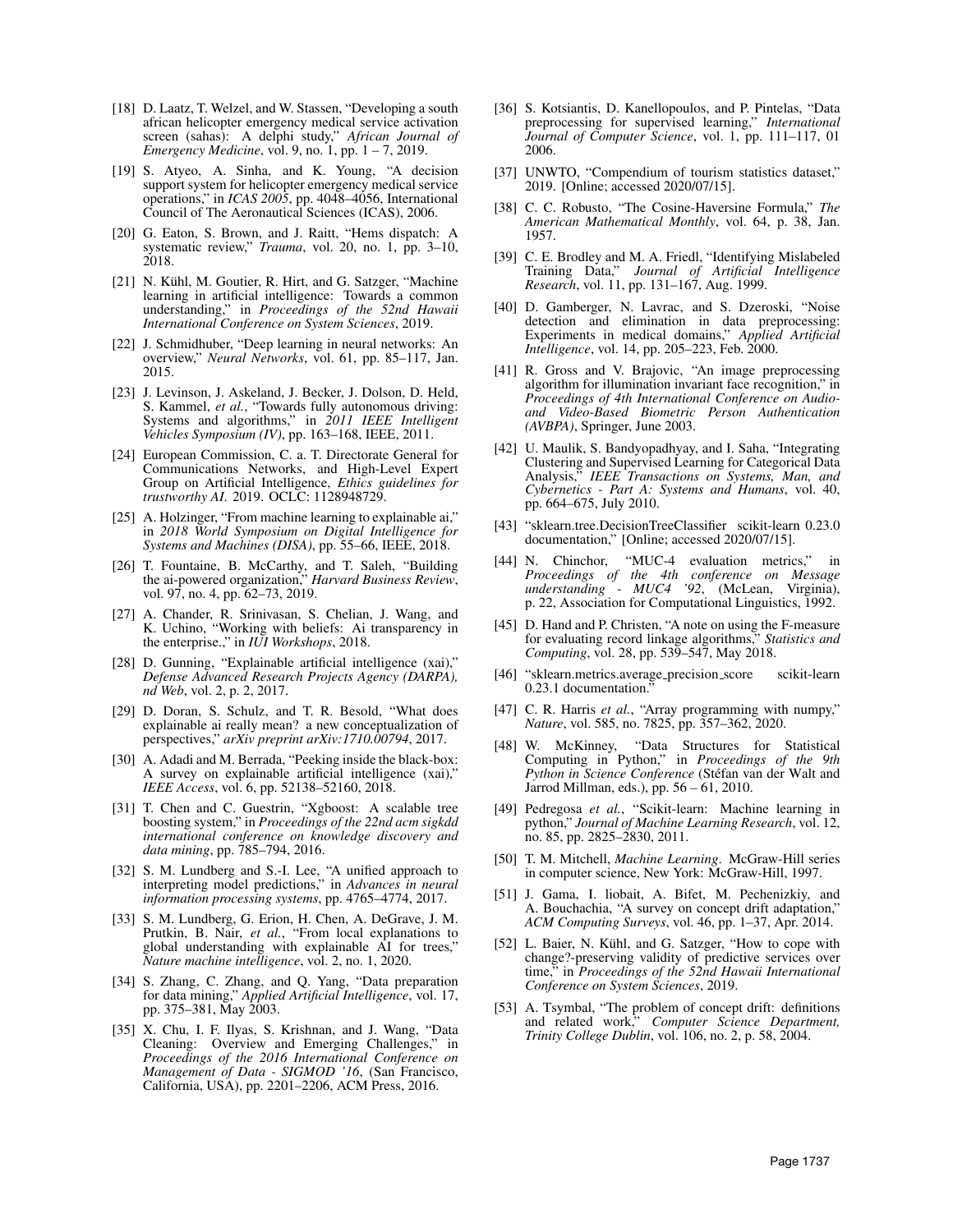[18] D. Laatz, T. Welzel, and W. Stassen, "Developing a south african helicopter emergency medical service activation screen (sahas): A delphi study," *African Journal of Emergency Medicine*, vol. 9, no. 1, pp. 1 – 7, 2019.

[19] S. Atyeo, A. Sinha, and K. Young, "A decision support system for helicopter emergency medical service operations," in *ICAS 2005*, pp. 4048–4056, International Council of The Aeronautical Sciences (ICAS), 2006.

[20] G. Eaton, S. Brown, and J. Raitt, "Hems dispatch: A systematic review," *Trauma*, vol. 20, no. 1, pp. 3–10, 2018.

[21] N. Kühl, M. Goutier, R. Hirt, and G. Satzger, "Machine learning in artificial intelligence: Towards a common understanding," in *Proceedings of the 52nd Hawaii International Conference on System Sciences*, 2019.

[22] J. Schmidhuber, "Deep learning in neural networks: An overview," *Neural Networks*, vol. 61, pp. 85–117, Jan. 2015.

[23] J. Levinson, J. Askeland, J. Becker, J. Dolson, D. Held, S. Kammel, *et al.*, "Towards fully autonomous driving: Systems and algorithms," in *2011 IEEE Intelligent Vehicles Symposium (IV)*, pp. 163–168, IEEE, 2011.

[24] European Commission, C. a. T. Directorate General for Communications Networks, and High-Level Expert Group on Artificial Intelligence, *Ethics guidelines for trustworthy AI*. 2019. OCLC: 1128948729.

[25] A. Holzinger, "From machine learning to explainable ai," in *2018 World Symposium on Digital Intelligence for Systems and Machines (DISA)*, pp. 55–66, IEEE, 2018.

[26] T. Fountaine, B. McCarthy, and T. Saleh, "Building the ai-powered organization," *Harvard Business Review*, vol. 97, no. 4, pp. 62–73, 2019.

[27] A. Chander, R. Srinivasan, S. Chelian, J. Wang, and K. Uchino, "Working with beliefs: Ai transparency in the enterprise.," in *IUI Workshops*, 2018.

[28] D. Gunning, "Explainable artificial intelligence (xai)," *Defense Advanced Research Projects Agency (DARPA), nd Web*, vol. 2, p. 2, 2017.

[29] D. Doran, S. Schulz, and T. R. Besold, "What does explainable ai really mean? a new conceptualization of perspectives," *arXiv preprint arXiv:1710.00794*, 2017.

[30] A. Adadi and M. Berrada, "Peeking inside the black-box: A survey on explainable artificial intelligence (xai)," *IEEE Access*, vol. 6, pp. 52138–52160, 2018.

[31] T. Chen and C. Guestrin, "Xgboost: A scalable tree boosting system," in *Proceedings of the 22nd acm sigkdd international conference on knowledge discovery and data mining*, pp. 785–794, 2016.

[32] S. M. Lundberg and S.-I. Lee, "A unified approach to interpreting model predictions," in *Advances in neural information processing systems*, pp. 4765–4774, 2017.

[33] S. M. Lundberg, G. Erion, H. Chen, A. DeGrave, J. M. Prutkin, B. Nair, *et al.*, "From local explanations to global understanding with explainable AI for trees," *Nature machine intelligence*, vol. 2, no. 1, 2020.

[34] S. Zhang, C. Zhang, and Q. Yang, "Data preparation for data mining," *Applied Artificial Intelligence*, vol. 17, pp. 375–381, May 2003.

[35] X. Chu, I. F. Ilyas, S. Krishnan, and J. Wang, "Data Cleaning: Overview and Emerging Challenges," in *Proceedings of the 2016 International Conference on Management of Data - SIGMOD '16*, (San Francisco, California, USA), pp. 2201–2206, ACM Press, 2016.

[36] S. Kotsiantis, D. Kanellopoulos, and P. Pintelas, "Data preprocessing for supervised learning," *International Journal of Computer Science*, vol. 1, pp. 111–117, 01 2006.

[37] UNWTO, "Compendium of tourism statistics dataset," 2019. [Online; accessed 2020/07/15].

[38] C. C. Robusto, "The Cosine-Haversine Formula," *The American Mathematical Monthly*, vol. 64, p. 38, Jan. 1957.

[39] C. E. Brodley and M. A. Friedl, "Identifying Mislabeled Training Data," *Journal of Artificial Intelligence Research*, vol. 11, pp. 131–167, Aug. 1999.

[40] D. Gamberger, N. Lavrac, and S. Dzeroski, "Noise detection and elimination in data preprocessing: Experiments in medical domains," *Applied Artificial Intelligence*, vol. 14, pp. 205–223, Feb. 2000.

[41] R. Gross and V. Brajovic, "An image preprocessing algorithm for illumination invariant face recognition," in *Proceedings of 4th International Conference on Audio- and Video-Based Biometric Person Authentication (AVBPA)*, Springer, June 2003.

[42] U. Maulik, S. Bandyopadhyay, and I. Saha, "Integrating Clustering and Supervised Learning for Categorical Data Analysis," *IEEE Transactions on Systems, Man, and Cybernetics - Part A: Systems and Humans*, vol. 40, pp. 664–675, July 2010.

[43] "sklearn.tree.DecisionTreeClassifier scikit-learn 0.23.0 documentation," [Online; accessed 2020/07/15].

[44] N. Chinchor, "MUC-4 evaluation metrics," in *Proceedings of the 4th conference on Message understanding - MUC4 '92*, (McLean, Virginia), p. 22, Association for Computational Linguistics, 1992.

[45] D. Hand and P. Christen, "A note on using the F-measure for evaluating record linkage algorithms," *Statistics and Computing*, vol. 28, pp. 539–547, May 2018.

[46] "sklearn.metrics.average_precision_score scikit-learn 0.23.1 documentation."

[47] C. R. Harris *et al.*, "Array programming with numpy," *Nature*, vol. 585, no. 7825, pp. 357–362, 2020.

[48] W. McKinney, "Data Structures for Statistical Computing in Python," in *Proceedings of the 9th Python in Science Conference* (Stéfan van der Walt and Jarrod Millman, eds.), pp. 56 – 61, 2010.

[49] Pedregosa *et al.*, "Scikit-learn: Machine learning in python," *Journal of Machine Learning Research*, vol. 12, no. 85, pp. 2825–2830, 2011.

[50] T. M. Mitchell, *Machine Learning*. McGraw-Hill series in computer science, New York: McGraw-Hill, 1997.

[51] J. Gama, I. liobait, A. Bifet, M. Pechenizkiy, and A. Bouchachia, "A survey on concept drift adaptation," *ACM Computing Surveys*, vol. 46, pp. 1–37, Apr. 2014.

[52] L. Baier, N. Kühl, and G. Satzger, "How to cope with change?-preserving validity of predictive services over time," in *Proceedings of the 52nd Hawaii International Conference on System Sciences*, 2019.

[53] A. Tsymbal, "The problem of concept drift: definitions and related work," *Computer Science Department, Trinity College Dublin*, vol. 106, no. 2, p. 58, 2004.